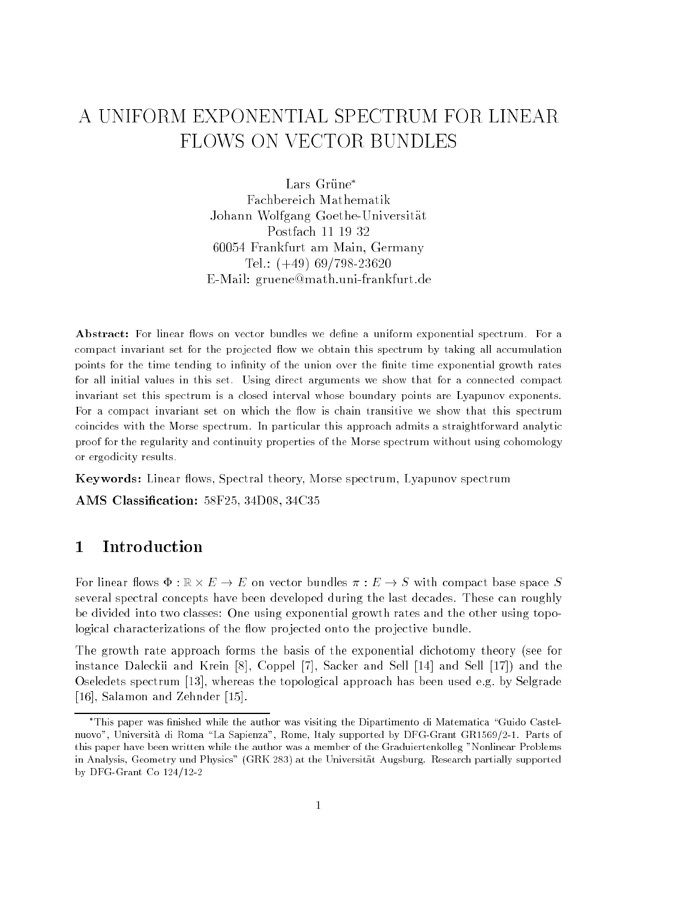# A UNIFORM EXPONENTIAL SPECTRUM FOR LINEAR FLOWS ON VECTOR BUNDLES

Lars Grüne*
Fachbereich Mathematik
Johann Wolfgang Goethe-Universität
Postfach 11 19 32
60054 Frankfurt am Main, Germany
Tel.: (+49) 69/798-23620
E-Mail: gruene@math.uni-frankfurt.de

**Abstract:** For linear flows on vector bundles we define a uniform exponential spectrum. For a compact invariant set for the projected flow we obtain this spectrum by taking all accumulation points for the time tending to infinity of the union over the finite time exponential growth rates for all initial values in this set. Using direct arguments we show that for a connected compact invariant set this spectrum is a closed interval whose boundary points are Lyapunov exponents. For a compact invariant set on which the flow is chain transitive we show that this spectrum coincides with the Morse spectrum. In particular this approach admits a straightforward analytic proof for the regularity and continuity properties of the Morse spectrum without using cohomology or ergodicity results.

**Keywords:** Linear flows, Spectral theory, Morse spectrum, Lyapunov spectrum

**AMS Classification:** 58F25, 34D08, 34C35

## 1 Introduction

For linear flows $\Phi : \mathbb{R} \times E \to E$ on vector bundles $\pi : E \to S$ with compact base space $S$ several spectral concepts have been developed during the last decades. These can roughly be divided into two classes: One using exponential growth rates and the other using topological characterizations of the flow projected onto the projective bundle.

The growth rate approach forms the basis of the exponential dichotomy theory (see for instance Daleckii and Krein [8], Coppel [7], Sacker and Sell [14] and Sell [17]) and the Oseledets spectrum [13], whereas the topological approach has been used e.g. by Selgrade [16], Salamon and Zehnder [15].

*This paper was finished while the author was visiting the Dipartimento di Matematica "Guido Castelnuovo", Università di Roma "La Sapienza", Rome, Italy supported by DFG-Grant GR1569/2-1. Parts of this paper have been written while the author was a member of the Graduiertenkolleg "Nonlinear Problems in Analysis, Geometry und Physics" (GRK 283) at the Universität Augsburg. Research partially supported by DFG-Grant Co 124/12-2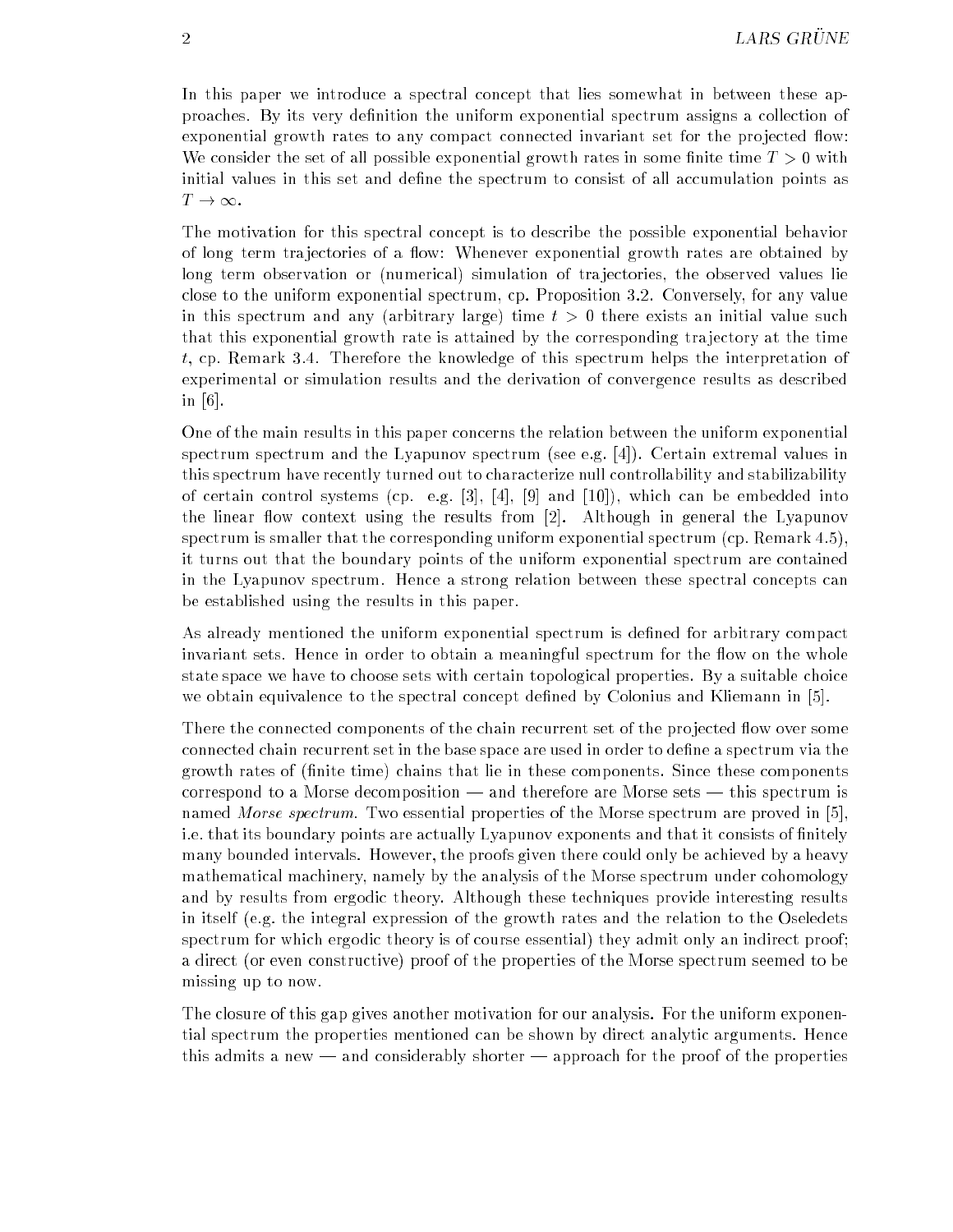In this paper we introduce a spectral concept that lies somewhat in between these approaches. By its very definition the uniform exponential spectrum assigns a collection of exponential growth rates to any compact connected invariant set for the projected flow: We consider the set of all possible exponential growth rates in some finite time $T > 0$ with initial values in this set and define the spectrum to consist of all accumulation points as $T \to \infty$.

The motivation for this spectral concept is to describe the possible exponential behavior of long term trajectories of a flow: Whenever exponential growth rates are obtained by long term observation or (numerical) simulation of trajectories, the observed values lie close to the uniform exponential spectrum, cp. Proposition 3.2. Conversely, for any value in this spectrum and any (arbitrary large) time $t > 0$ there exists an initial value such that this exponential growth rate is attained by the corresponding trajectory at the time $t$, cp. Remark 3.4. Therefore the knowledge of this spectrum helps the interpretation of experimental or simulation results and the derivation of convergence results as described in [6].

One of the main results in this paper concerns the relation between the uniform exponential spectrum spectrum and the Lyapunov spectrum (see e.g. [4]). Certain extremal values in this spectrum have recently turned out to characterize null controllability and stabilizability of certain control systems (cp. e.g. [3], [4], [9] and [10]), which can be embedded into the linear flow context using the results from [2]. Although in general the Lyapunov spectrum is smaller that the corresponding uniform exponential spectrum (cp. Remark 4.5), it turns out that the boundary points of the uniform exponential spectrum are contained in the Lyapunov spectrum. Hence a strong relation between these spectral concepts can be established using the results in this paper.

As already mentioned the uniform exponential spectrum is defined for arbitrary compact invariant sets. Hence in order to obtain a meaningful spectrum for the flow on the whole state space we have to choose sets with certain topological properties. By a suitable choice we obtain equivalence to the spectral concept defined by Colonius and Kliemann in [5].

There the connected components of the chain recurrent set of the projected flow over some connected chain recurrent set in the base space are used in order to define a spectrum via the growth rates of (finite time) chains that lie in these components. Since these components correspond to a Morse decomposition — and therefore are Morse sets — this spectrum is named *Morse spectrum*. Two essential properties of the Morse spectrum are proved in [5], i.e. that its boundary points are actually Lyapunov exponents and that it consists of finitely many bounded intervals. However, the proofs given there could only be achieved by a heavy mathematical machinery, namely by the analysis of the Morse spectrum under cohomology and by results from ergodic theory. Although these techniques provide interesting results in itself (e.g. the integral expression of the growth rates and the relation to the Oseledets spectrum for which ergodic theory is of course essential) they admit only an indirect proof; a direct (or even constructive) proof of the properties of the Morse spectrum seemed to be missing up to now.

The closure of this gap gives another motivation for our analysis. For the uniform exponential spectrum the properties mentioned can be shown by direct analytic arguments. Hence this admits a new — and considerably shorter — approach for the proof of the properties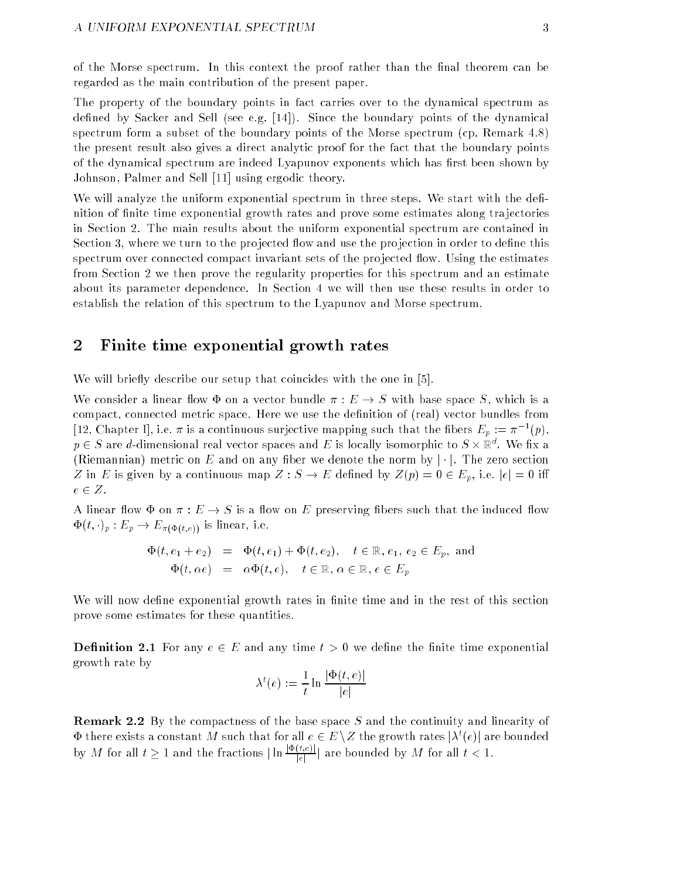of the Morse spectrum. In this context the proof rather than the final theorem can be regarded as the main contribution of the present paper.

The property of the boundary points in fact carries over to the dynamical spectrum as defined by Sacker and Sell (see e.g. [14]). Since the boundary points of the dynamical spectrum form a subset of the boundary points of the Morse spectrum (cp. Remark 4.8) the present result also gives a direct analytic proof for the fact that the boundary points of the dynamical spectrum are indeed Lyapunov exponents which has first been shown by Johnson, Palmer and Sell [11] using ergodic theory.

We will analyze the uniform exponential spectrum in three steps. We start with the definition of finite time exponential growth rates and prove some estimates along trajectories in Section 2. The main results about the uniform exponential spectrum are contained in Section 3, where we turn to the projected flow and use the projection in order to define this spectrum over connected compact invariant sets of the projected flow. Using the estimates from Section 2 we then prove the regularity properties for this spectrum and an estimate about its parameter dependence. In Section 4 we will then use these results in order to establish the relation of this spectrum to the Lyapunov and Morse spectrum.

## 2 Finite time exponential growth rates

We will briefly describe our setup that coincides with the one in [5].

We consider a linear flow $\Phi$ on a vector bundle $\pi : E \to S$ with base space $S$, which is a compact, connected metric space. Here we use the definition of (real) vector bundles from [12, Chapter I], i.e. $\pi$ is a continuous surjective mapping such that the fibers $E_p := \pi^{-1}(p)$, $p \in S$ are $d$-dimensional real vector spaces and $E$ is locally isomorphic to $S \times \mathbb{R}^d$. We fix a (Riemannian) metric on $E$ and on any fiber we denote the norm by $|\cdot|$. The zero section $Z$ in $E$ is given by a continuous map $Z : S \to E$ defined by $Z(p) = 0 \in E_p$, i.e. $|e| = 0$ iff $e \in Z$.

A linear flow $\Phi$ on $\pi : E \to S$ is a flow on $E$ preserving fibers such that the induced flow $\Phi(t,\cdot)_p : E_p \to E_{\pi(\Phi(t,e))}$ is linear, i.e.

$$
\begin{aligned}
\Phi(t, e_1 + e_2) &= \Phi(t, e_1) + \Phi(t, e_2), \quad t \in \mathbb{R}, e_1, e_2 \in E_p, \text{ and} \\
\Phi(t, \alpha e) &= \alpha \Phi(t, e), \quad t \in \mathbb{R}, \alpha \in \mathbb{R}, e \in E_p
\end{aligned}
$$

We will now define exponential growth rates in finite time and in the rest of this section prove some estimates for these quantities.

**Definition 2.1** For any $e \in E$ and any time $t > 0$ we define the finite time exponential growth rate by

$$
\lambda^t(e) := \frac{1}{t} \ln \frac{|\Phi(t, e)|}{|e|}
$$

**Remark 2.2** By the compactness of the base space $S$ and the continuity and linearity of $\Phi$ there exists a constant $M$ such that for all $e \in E \setminus Z$ the growth rates $|\lambda^t(e)|$ are bounded by $M$ for all $t \geq 1$ and the fractions $|\ln \frac{|\Phi(t,e)|}{|e|}|$ are bounded by $M$ for all $t < 1$.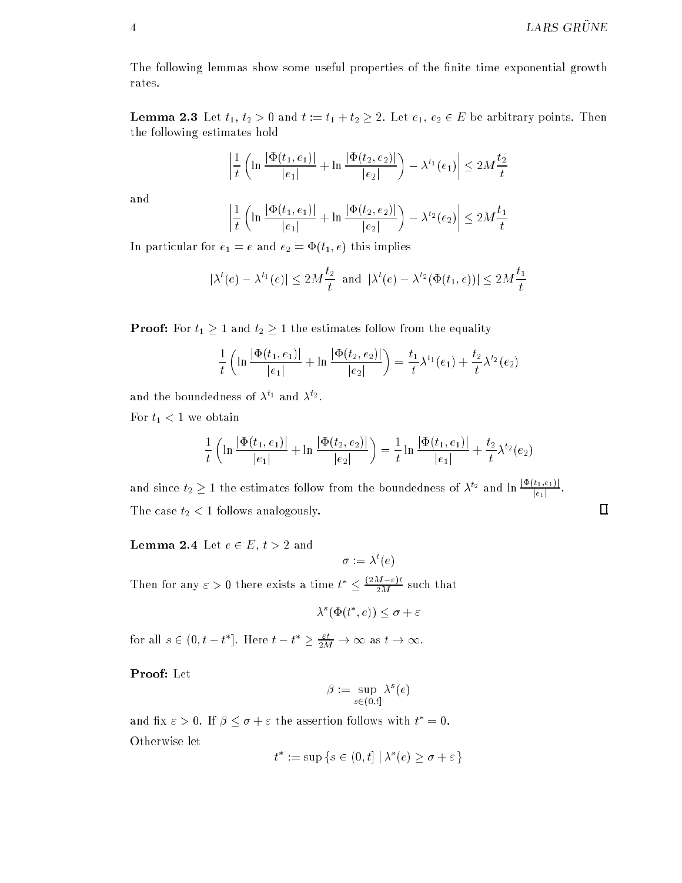The following lemmas show some useful properties of the finite time exponential growth rates.

**Lemma 2.3** Let $t_1, t_2 > 0$ and $t := t_1 + t_2 \geq 2$. Let $e_1, e_2 \in E$ be arbitrary points. Then the following estimates hold

$$\left| \frac{1}{t}\left( \ln \frac{|\Phi(t_1, e_1)|}{|e_1|} + \ln \frac{|\Phi(t_2, e_2)|}{|e_2|} \right) - \lambda^{t_1}(e_1) \right| \leq 2M\frac{t_2}{t}$$

and

$$\left| \frac{1}{t}\left( \ln \frac{|\Phi(t_1, e_1)|}{|e_1|} + \ln \frac{|\Phi(t_2, e_2)|}{|e_2|} \right) - \lambda^{t_2}(e_2) \right| \leq 2M\frac{t_1}{t}$$

In particular for $e_1 = e$ and $e_2 = \Phi(t_1, e)$ this implies

$$|\lambda^t(e) - \lambda^{t_1}(e)| \leq 2M\frac{t_2}{t} \text{ and } |\lambda^t(e) - \lambda^{t_2}(\Phi(t_1, e))| \leq 2M\frac{t_1}{t}$$

**Proof:** For $t_1 \geq 1$ and $t_2 \geq 1$ the estimates follow from the equality

$$\frac{1}{t}\left( \ln \frac{|\Phi(t_1, e_1)|}{|e_1|} + \ln \frac{|\Phi(t_2, e_2)|}{|e_2|} \right) = \frac{t_1}{t}\lambda^{t_1}(e_1) + \frac{t_2}{t}\lambda^{t_2}(e_2)$$

and the boundedness of $\lambda^{t_1}$ and $\lambda^{t_2}$.

For $t_1 < 1$ we obtain

$$\frac{1}{t}\left( \ln \frac{|\Phi(t_1, e_1)|}{|e_1|} + \ln \frac{|\Phi(t_2, e_2)|}{|e_2|} \right) = \frac{1}{t} \ln \frac{|\Phi(t_1, e_1)|}{|e_1|} + \frac{t_2}{t}\lambda^{t_2}(e_2)$$

and since $t_2 \geq 1$ the estimates follow from the boundedness of $\lambda^{t_2}$ and $\ln \frac{|\Phi(t_1, e_1)|}{|e_1|}$.

The case $t_2 < 1$ follows analogously. □

**Lemma 2.4** Let $e \in E$, $t > 2$ and

$$\sigma := \lambda^t(e)$$

Then for any $\varepsilon > 0$ there exists a time $t^* \leq \frac{(2M - \varepsilon)t}{2M}$ such that

$$\lambda^s(\Phi(t^*, e)) \leq \sigma + \varepsilon$$

for all $s \in (0, t - t^*]$. Here $t - t^* \geq \frac{\varepsilon t}{2M} \to \infty$ as $t \to \infty$.

**Proof:** Let

$$\beta := \sup_{s \in (0,t]} \lambda^s(e)$$

and fix $\varepsilon > 0$. If $\beta \leq \sigma + \varepsilon$ the assertion follows with $t^* = 0$.

Otherwise let

$$t^* := \sup\{s \in (0, t] \mid \lambda^s(e) \geq \sigma + \varepsilon\}$$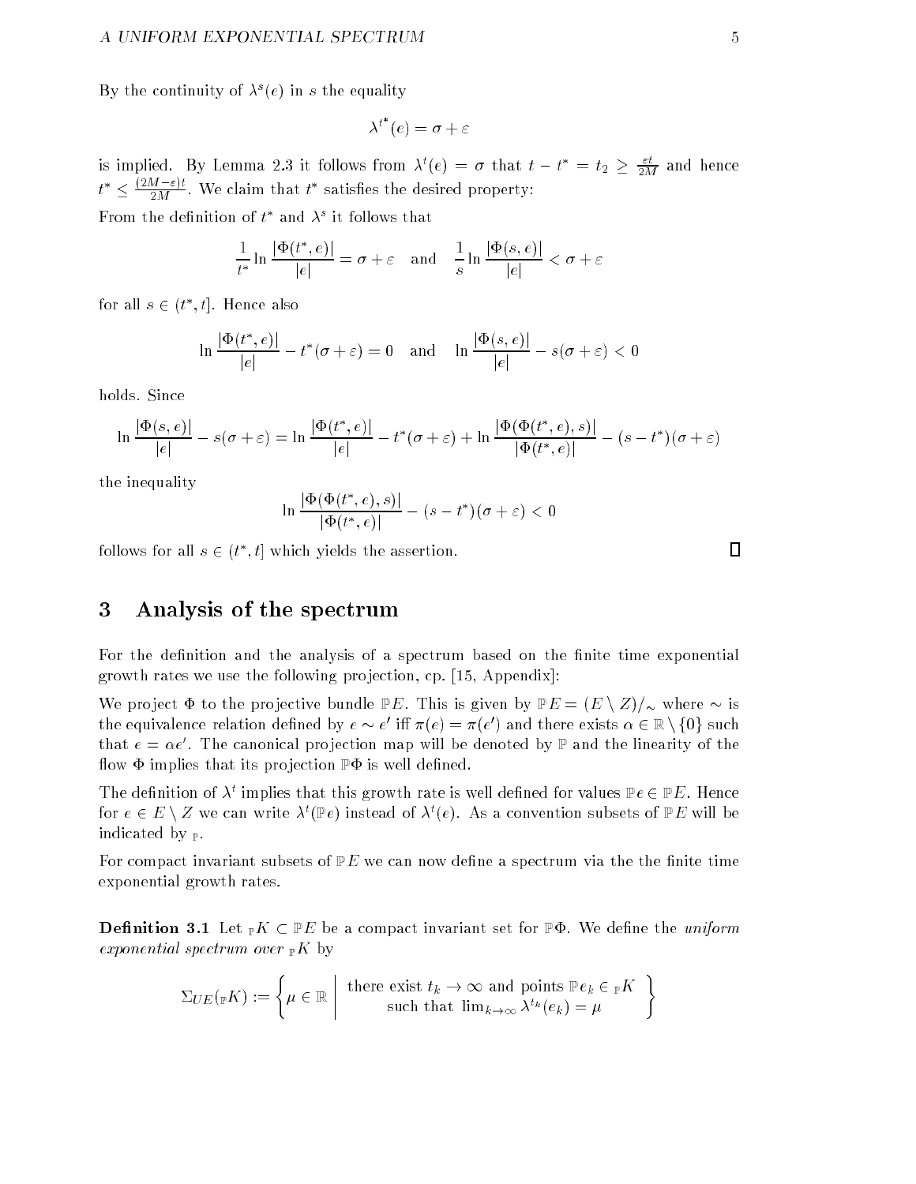By the continuity of $\lambda^s(e)$ in $s$ the equality

$$\lambda^{t^*}(e) = \sigma + \varepsilon$$

is implied. By Lemma 2.3 it follows from $\lambda^t(e) = \sigma$ that $t - t^* = t_2 \geq \frac{\varepsilon t}{2M}$ and hence $t^* \leq \frac{(2M-\varepsilon)t}{2M}$. We claim that $t^*$ satisfies the desired property:

From the definition of $t^*$ and $\lambda^s$ it follows that

$$\frac{1}{t^*} \ln \frac{|\Phi(t^*, e)|}{|e|} = \sigma + \varepsilon \quad \text{and} \quad \frac{1}{s} \ln \frac{|\Phi(s, e)|}{|e|} < \sigma + \varepsilon$$

for all $s \in (t^*, t]$. Hence also

$$\ln \frac{|\Phi(t^*, e)|}{|e|} - t^*(\sigma + \varepsilon) = 0 \quad \text{and} \quad \ln \frac{|\Phi(s, e)|}{|e|} - s(\sigma + \varepsilon) < 0$$

holds. Since

$$\ln \frac{|\Phi(s, e)|}{|e|} - s(\sigma + \varepsilon) = \ln \frac{|\Phi(t^*, e)|}{|e|} - t^*(\sigma + \varepsilon) + \ln \frac{|\Phi(\Phi(t^*, e), s)|}{|\Phi(t^*, e)|} - (s - t^*)(\sigma + \varepsilon)$$

the inequality

$$\ln \frac{|\Phi(\Phi(t^*, e), s)|}{|\Phi(t^*, e)|} - (s - t^*)(\sigma + \varepsilon) < 0$$

follows for all $s \in (t^*, t]$ which yields the assertion. □

## 3 Analysis of the spectrum

For the definition and the analysis of a spectrum based on the finite time exponential growth rates we use the following projection, cp. [15, Appendix]:

We project $\Phi$ to the projective bundle $\mathbb{P}E$. This is given by $\mathbb{P}E = (E \setminus Z)/_\sim$ where $\sim$ is the equivalence relation defined by $e \sim e'$ iff $\pi(e) = \pi(e')$ and there exists $\alpha \in \mathbb{R} \setminus \{0\}$ such that $e = \alpha e'$. The canonical projection map will be denoted by $\mathbb{P}$ and the linearity of the flow $\Phi$ implies that its projection $\mathbb{P}\Phi$ is well defined.

The definition of $\lambda^t$ implies that this growth rate is well defined for values $\mathbb{P}e \in \mathbb{P}E$. Hence for $e \in E \setminus Z$ we can write $\lambda^t(\mathbb{P}e)$ instead of $\lambda^t(e)$. As a convention subsets of $\mathbb{P}E$ will be indicated by ${}_{\mathbb{P}}$.

For compact invariant subsets of $\mathbb{P}E$ we can now define a spectrum via the the finite time exponential growth rates.

**Definition 3.1** Let ${}_{\mathbb{P}}K \subset \mathbb{P}E$ be a compact invariant set for $\mathbb{P}\Phi$. We define the *uniform exponential spectrum over* ${}_{\mathbb{P}}K$ by

$$\Sigma_{UE}({}_{\mathbb{P}}K) := \left\{ \mu \in \mathbb{R} \;\middle|\; \begin{array}{c} \text{there exist } t_k \to \infty \text{ and points } \mathbb{P}e_k \in {}_{\mathbb{P}}K \\ \text{such that } \lim_{k\to\infty} \lambda^{t_k}(e_k) = \mu \end{array} \right\}$$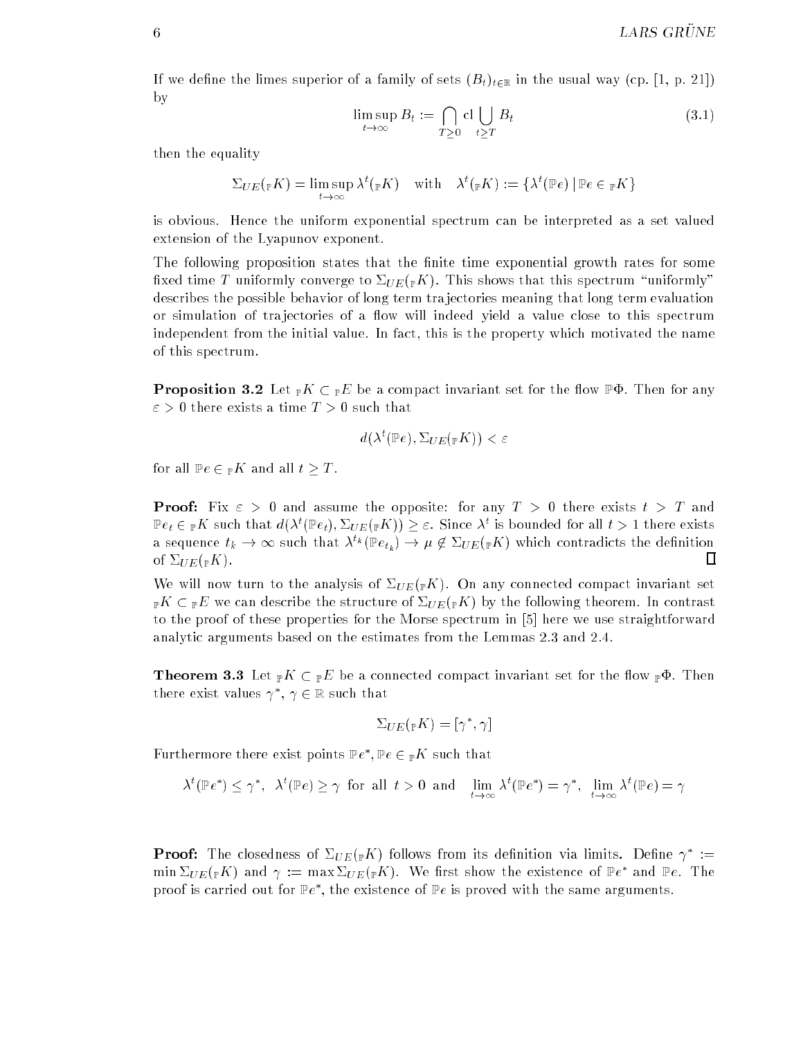If we define the limes superior of a family of sets $(B_t)_{t\in\mathbb{R}}$ in the usual way (cp. [1, p. 21]) by

$$\limsup_{t\to\infty} B_t := \bigcap_{T\geq 0} \mathrm{cl} \bigcup_{t\geq T} B_t \tag{3.1}$$

then the equality

$$\Sigma_{UE}({}_{\mathbb{P}}K) = \limsup_{t\to\infty} \lambda^t({}_{\mathbb{P}}K) \quad \text{with} \quad \lambda^t({}_{\mathbb{P}}K) := \{\lambda^t(\mathbb{P}e) \,|\, \mathbb{P}e \in {}_{\mathbb{P}}K\}$$

is obvious. Hence the uniform exponential spectrum can be interpreted as a set valued extension of the Lyapunov exponent.

The following proposition states that the finite time exponential growth rates for some fixed time $T$ uniformly converge to $\Sigma_{UE}({}_{\mathbb{P}}K)$. This shows that this spectrum "uniformly" describes the possible behavior of long term trajectories meaning that long term evaluation or simulation of trajectories of a flow will indeed yield a value close to this spectrum independent from the initial value. In fact, this is the property which motivated the name of this spectrum.

**Proposition 3.2** Let ${}_{\mathbb{P}}K \subset {}_{\mathbb{P}}E$ be a compact invariant set for the flow $\mathbb{P}\Phi$. Then for any $\varepsilon > 0$ there exists a time $T > 0$ such that

$$d(\lambda^t(\mathbb{P}e), \Sigma_{UE}({}_{\mathbb{P}}K)) < \varepsilon$$

for all $\mathbb{P}e \in {}_{\mathbb{P}}K$ and all $t \geq T$.

**Proof:** Fix $\varepsilon > 0$ and assume the opposite: for any $T > 0$ there exists $t > T$ and $\mathbb{P}e_t \in {}_{\mathbb{P}}K$ such that $d(\lambda^t(\mathbb{P}e_t), \Sigma_{UE}({}_{\mathbb{P}}K)) \geq \varepsilon$. Since $\lambda^t$ is bounded for all $t > 1$ there exists a sequence $t_k \to \infty$ such that $\lambda^{t_k}(\mathbb{P}e_{t_k}) \to \mu \notin \Sigma_{UE}({}_{\mathbb{P}}K)$ which contradicts the definition of $\Sigma_{UE}({}_{\mathbb{P}}K)$. $\square$

We will now turn to the analysis of $\Sigma_{UE}({}_{\mathbb{P}}K)$. On any connected compact invariant set ${}_{\mathbb{P}}K \subset {}_{\mathbb{P}}E$ we can describe the structure of $\Sigma_{UE}({}_{\mathbb{P}}K)$ by the following theorem. In contrast to the proof of these properties for the Morse spectrum in [5] here we use straightforward analytic arguments based on the estimates from the Lemmas 2.3 and 2.4.

**Theorem 3.3** Let ${}_{\mathbb{P}}K \subset {}_{\mathbb{P}}E$ be a connected compact invariant set for the flow ${}_{\mathbb{P}}\Phi$. Then there exist values $\gamma^*$, $\gamma \in \mathbb{R}$ such that

$$\Sigma_{UE}({}_{\mathbb{P}}K) = [\gamma^*, \gamma]$$

Furthermore there exist points $\mathbb{P}e^*, \mathbb{P}e \in {}_{\mathbb{P}}K$ such that

$$\lambda^t(\mathbb{P}e^*) \leq \gamma^*, \;\; \lambda^t(\mathbb{P}e) \geq \gamma \text{ for all } t > 0 \text{ and } \lim_{t\to\infty} \lambda^t(\mathbb{P}e^*) = \gamma^*, \;\; \lim_{t\to\infty} \lambda^t(\mathbb{P}e) = \gamma$$

**Proof:** The closedness of $\Sigma_{UE}({}_{\mathbb{P}}K)$ follows from its definition via limits. Define $\gamma^* := \min \Sigma_{UE}({}_{\mathbb{P}}K)$ and $\gamma := \max \Sigma_{UE}({}_{\mathbb{P}}K)$. We first show the existence of $\mathbb{P}e^*$ and $\mathbb{P}e$. The proof is carried out for $\mathbb{P}e^*$, the existence of $\mathbb{P}e$ is proved with the same arguments.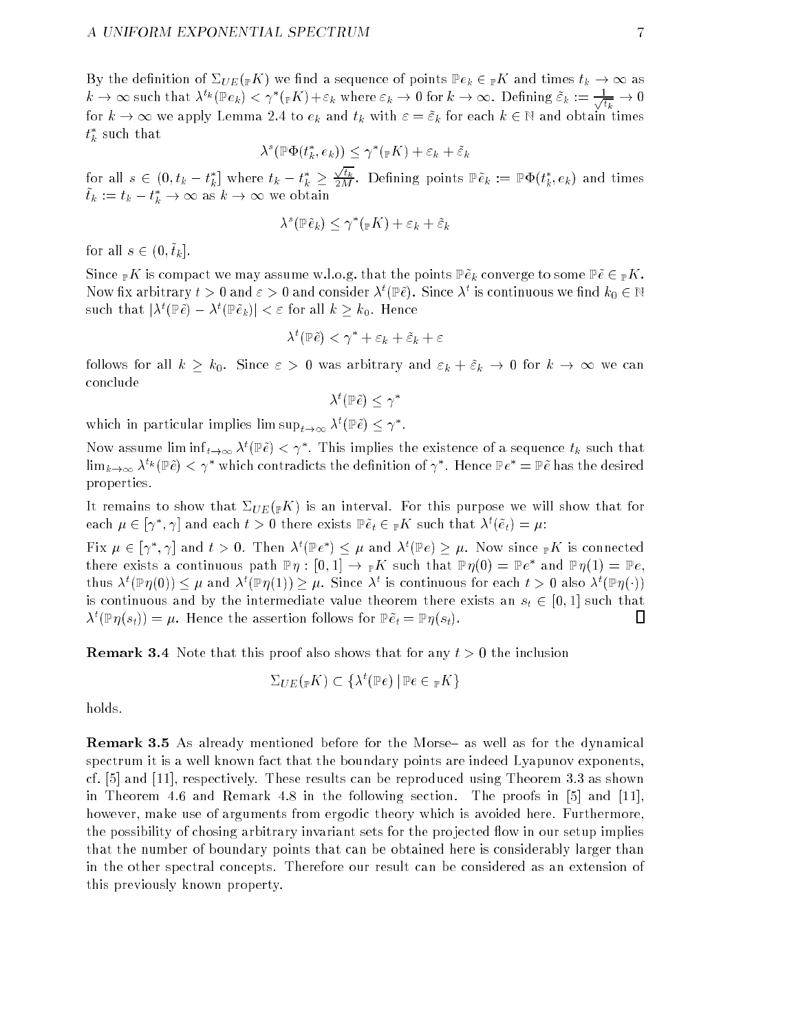By the definition of $\Sigma_{UE}({}_{\mathbb{P}}K)$ we find a sequence of points $\mathbb{P}e_k \in {}_{\mathbb{P}}K$ and times $t_k \to \infty$ as $k \to \infty$ such that $\lambda^{t_k}(\mathbb{P}e_k) < \gamma^*({}_{\mathbb{P}}K) + \varepsilon_k$ where $\varepsilon_k \to 0$ for $k \to \infty$. Defining $\tilde{\varepsilon}_k := \frac{1}{\sqrt{t_k}} \to 0$ for $k \to \infty$ we apply Lemma 2.4 to $e_k$ and $t_k$ with $\varepsilon = \tilde{\varepsilon}_k$ for each $k \in \mathbb{N}$ and obtain times $t_k^*$ such that

$$\lambda^s(\mathbb{P}\Phi(t_k^*, e_k)) \leq \gamma^*({}_{\mathbb{P}}K) + \varepsilon_k + \tilde{\varepsilon}_k$$

for all $s \in (0, t_k - t_k^*]$ where $t_k - t_k^* \geq \frac{\sqrt{t_k}}{2M}$. Defining points $\mathbb{P}\tilde{e}_k := \mathbb{P}\Phi(t_k^*, e_k)$ and times $\tilde{t}_k := t_k - t_k^* \to \infty$ as $k \to \infty$ we obtain

$$\lambda^s(\mathbb{P}\tilde{e}_k) \leq \gamma^*({}_{\mathbb{P}}K) + \varepsilon_k + \tilde{\varepsilon}_k$$

for all $s \in (0, \tilde{t}_k]$.

Since ${}_{\mathbb{P}}K$ is compact we may assume w.l.o.g. that the points $\mathbb{P}\tilde{e}_k$ converge to some $\mathbb{P}\tilde{e} \in {}_{\mathbb{P}}K$. Now fix arbitrary $t > 0$ and $\varepsilon > 0$ and consider $\lambda^t(\mathbb{P}\tilde{e})$. Since $\lambda^t$ is continuous we find $k_0 \in \mathbb{N}$ such that $|\lambda^t(\mathbb{P}\tilde{e}) - \lambda^t(\mathbb{P}\tilde{e}_k)| < \varepsilon$ for all $k \geq k_0$. Hence

$$\lambda^t(\mathbb{P}\tilde{e}) < \gamma^* + \varepsilon_k + \tilde{\varepsilon}_k + \varepsilon$$

follows for all $k \geq k_0$. Since $\varepsilon > 0$ was arbitrary and $\varepsilon_k + \tilde{\varepsilon}_k \to 0$ for $k \to \infty$ we can conclude

$$\lambda^t(\mathbb{P}\tilde{e}) \leq \gamma^*$$

which in particular implies $\limsup_{t\to\infty} \lambda^t(\mathbb{P}\tilde{e}) \leq \gamma^*$.

Now assume $\liminf_{t\to\infty} \lambda^t(\mathbb{P}\tilde{e}) < \gamma^*$. This implies the existence of a sequence $t_k$ such that $\lim_{k\to\infty} \lambda^{t_k}(\mathbb{P}\tilde{e}) < \gamma^*$ which contradicts the definition of $\gamma^*$. Hence $\mathbb{P}e^* = \mathbb{P}\tilde{e}$ has the desired properties.

It remains to show that $\Sigma_{UE}({}_{\mathbb{P}}K)$ is an interval. For this purpose we will show that for each $\mu \in [\gamma^*, \gamma]$ and each $t > 0$ there exists $\mathbb{P}\tilde{e}_t \in {}_{\mathbb{P}}K$ such that $\lambda^t(\tilde{e}_t) = \mu$:

Fix $\mu \in [\gamma^*, \gamma]$ and $t > 0$. Then $\lambda^t(\mathbb{P}e^*) \leq \mu$ and $\lambda^t(\mathbb{P}e) \geq \mu$. Now since ${}_{\mathbb{P}}K$ is connected there exists a continuous path $\mathbb{P}\eta : [0,1] \to {}_{\mathbb{P}}K$ such that $\mathbb{P}\eta(0) = \mathbb{P}e^*$ and $\mathbb{P}\eta(1) = \mathbb{P}e$, thus $\lambda^t(\mathbb{P}\eta(0)) \leq \mu$ and $\lambda^t(\mathbb{P}\eta(1)) \geq \mu$. Since $\lambda^t$ is continuous for each $t > 0$ also $\lambda^t(\mathbb{P}\eta(\cdot))$ is continuous and by the intermediate value theorem there exists an $s_t \in [0,1]$ such that $\lambda^t(\mathbb{P}\eta(s_t)) = \mu$. Hence the assertion follows for $\mathbb{P}\tilde{e}_t = \mathbb{P}\eta(s_t)$. □

**Remark 3.4** Note that this proof also shows that for any $t > 0$ the inclusion

$$\Sigma_{UE}({}_{\mathbb{P}}K) \subset \{\lambda^t(\mathbb{P}e) \,|\, \mathbb{P}e \in {}_{\mathbb{P}}K\}$$

holds.

**Remark 3.5** As already mentioned before for the Morse– as well as for the dynamical spectrum it is a well known fact that the boundary points are indeed Lyapunov exponents, cf. [5] and [11], respectively. These results can be reproduced using Theorem 3.3 as shown in Theorem 4.6 and Remark 4.8 in the following section. The proofs in [5] and [11], however, make use of arguments from ergodic theory which is avoided here. Furthermore, the possibility of chosing arbitrary invariant sets for the projected flow in our setup implies that the number of boundary points that can be obtained here is considerably larger than in the other spectral concepts. Therefore our result can be considered as an extension of this previously known property.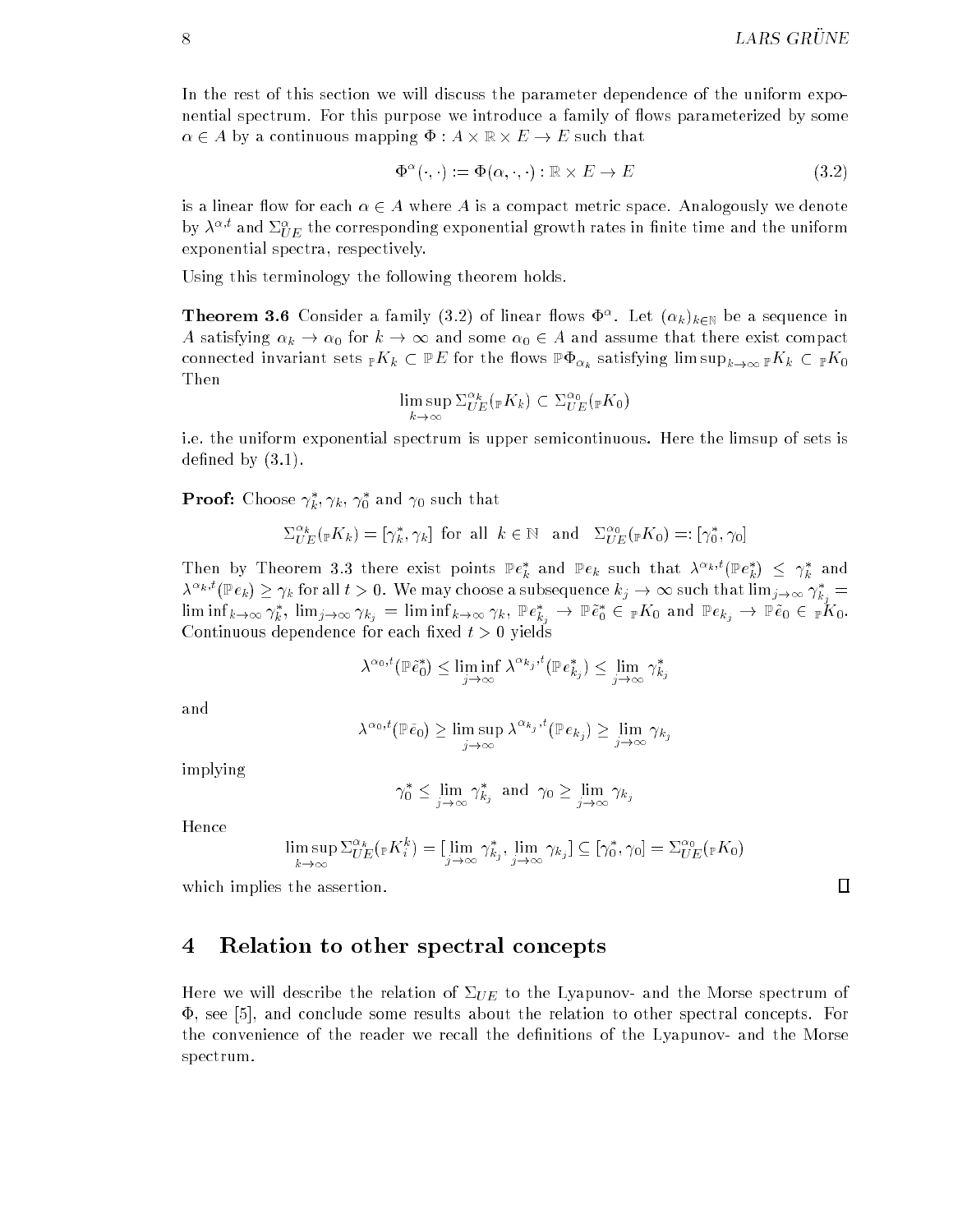In the rest of this section we will discuss the parameter dependence of the uniform exponential spectrum. For this purpose we introduce a family of flows parameterized by some $\alpha \in A$ by a continuous mapping $\Phi : A \times \mathbb{R} \times E \to E$ such that

$$\Phi^\alpha(\cdot,\cdot) := \Phi(\alpha,\cdot,\cdot) : \mathbb{R} \times E \to E \tag{3.2}$$

is a linear flow for each $\alpha \in A$ where $A$ is a compact metric space. Analogously we denote by $\lambda^{\alpha,t}$ and $\Sigma_{UE}^{\alpha}$ the corresponding exponential growth rates in finite time and the uniform exponential spectra, respectively.

Using this terminology the following theorem holds.

**Theorem 3.6** Consider a family (3.2) of linear flows $\Phi^\alpha$. Let $(\alpha_k)_{k\in\mathbb{N}}$ be a sequence in $A$ satisfying $\alpha_k \to \alpha_0$ for $k \to \infty$ and some $\alpha_0 \in A$ and assume that there exist compact connected invariant sets ${}_{\mathbb{P}}K_k \subset \mathbb{P}E$ for the flows $\mathbb{P}\Phi_{\alpha_k}$ satisfying $\limsup_{k\to\infty} {}_{\mathbb{P}}K_k \subset {}_{\mathbb{P}}K_0$ Then

$$\limsup_{k\to\infty} \Sigma_{UE}^{\alpha_k}({}_{\mathbb{P}}K_k) \subset \Sigma_{UE}^{\alpha_0}({}_{\mathbb{P}}K_0)$$

i.e. the uniform exponential spectrum is upper semicontinuous. Here the limsup of sets is defined by (3.1).

**Proof:** Choose $\gamma_k^*, \gamma_k, \gamma_0^*$ and $\gamma_0$ such that

$$\Sigma_{UE}^{\alpha_k}({}_{\mathbb{P}}K_k) = [\gamma_k^*, \gamma_k] \text{ for all } k \in \mathbb{N} \text{ and } \Sigma_{UE}^{\alpha_0}({}_{\mathbb{P}}K_0) =: [\gamma_0^*, \gamma_0]$$

Then by Theorem 3.3 there exist points $\mathbb{P}e_k^*$ and $\mathbb{P}e_k$ such that $\lambda^{\alpha_k,t}(\mathbb{P}e_k^*) \le \gamma_k^*$ and $\lambda^{\alpha_k,t}(\mathbb{P}e_k) \ge \gamma_k$ for all $t > 0$. We may choose a subsequence $k_j \to \infty$ such that $\lim_{j\to\infty}\gamma_{k_j}^* = \liminf_{k\to\infty}\gamma_k^*$, $\lim_{j\to\infty}\gamma_{k_j} = \liminf_{k\to\infty}\gamma_k$, $\mathbb{P}e_{k_j}^* \to \mathbb{P}\tilde{e}_0^* \in {}_{\mathbb{P}}K_0$ and $\mathbb{P}e_{k_j} \to \mathbb{P}\tilde{e}_0 \in {}_{\mathbb{P}}K_0$. Continuous dependence for each fixed $t > 0$ yields

$$\lambda^{\alpha_0,t}(\mathbb{P}\tilde{e}_0^*) \le \liminf_{j\to\infty} \lambda^{\alpha_{k_j},t}(\mathbb{P}e_{k_j}^*) \le \lim_{j\to\infty} \gamma_{k_j}^*$$

and

$$\lambda^{\alpha_0,t}(\mathbb{P}\tilde{e}_0) \ge \limsup_{j\to\infty} \lambda^{\alpha_{k_j},t}(\mathbb{P}e_{k_j}) \ge \lim_{j\to\infty} \gamma_{k_j}$$

implying

$$\gamma_0^* \le \lim_{j\to\infty} \gamma_{k_j}^* \text{ and } \gamma_0 \ge \lim_{j\to\infty} \gamma_{k_j}$$

Hence

$$\limsup_{k\to\infty} \Sigma_{UE}^{\alpha_k}({}_{\mathbb{P}}K_i^k) = [\lim_{j\to\infty} \gamma_{k_j}^*, \lim_{j\to\infty} \gamma_{k_j}] \subseteq [\gamma_0^*, \gamma_0] = \Sigma_{UE}^{\alpha_0}({}_{\mathbb{P}}K_0)$$

which implies the assertion. □

## 4 Relation to other spectral concepts

Here we will describe the relation of $\Sigma_{UE}$ to the Lyapunov- and the Morse spectrum of $\Phi$, see [5], and conclude some results about the relation to other spectral concepts. For the convenience of the reader we recall the definitions of the Lyapunov- and the Morse spectrum.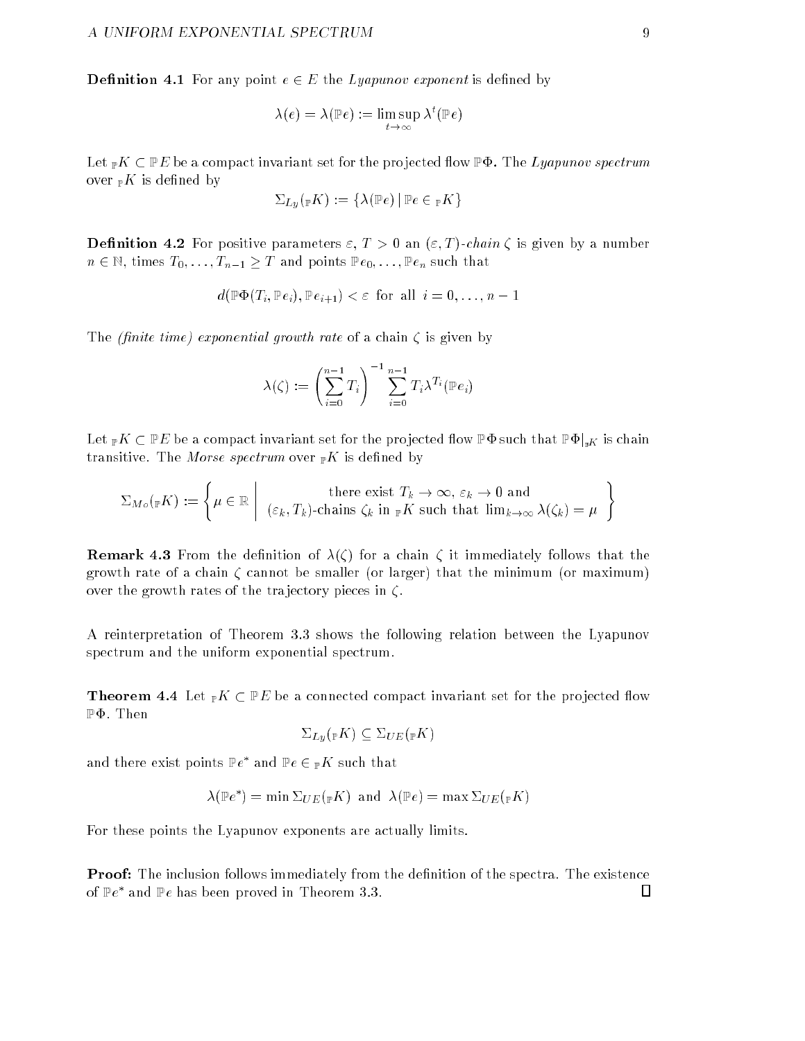**Definition 4.1** For any point $e \in E$ the *Lyapunov exponent* is defined by

$$\lambda(e) = \lambda(\mathbb{P}e) := \limsup_{t \to \infty} \lambda^t(\mathbb{P}e)$$

Let ${}_{\mathbb{P}}K \subset \mathbb{P}E$ be a compact invariant set for the projected flow $\mathbb{P}\Phi$. The *Lyapunov spectrum* over ${}_{\mathbb{P}}K$ is defined by

$$\Sigma_{Ly}({}_{\mathbb{P}}K) := \{\lambda(\mathbb{P}e) \mid \mathbb{P}e \in {}_{\mathbb{P}}K\}$$

**Definition 4.2** For positive parameters $\varepsilon$, $T > 0$ an $(\varepsilon, T)$*-chain* $\zeta$ is given by a number $n \in \mathbb{N}$, times $T_0, \ldots, T_{n-1} \geq T$ and points $\mathbb{P}e_0, \ldots, \mathbb{P}e_n$ such that

$$d(\mathbb{P}\Phi(T_i, \mathbb{P}e_i), \mathbb{P}e_{i+1}) < \varepsilon \text{ for all } i = 0, \ldots, n-1$$

The *(finite time) exponential growth rate* of a chain $\zeta$ is given by

$$\lambda(\zeta) := \left(\sum_{i=0}^{n-1} T_i\right)^{-1} \sum_{i=0}^{n-1} T_i \lambda^{T_i}(\mathbb{P}e_i)$$

Let ${}_{\mathbb{P}}K \subset \mathbb{P}E$ be a compact invariant set for the projected flow $\mathbb{P}\Phi$ such that $\mathbb{P}\Phi|_{{}_{\mathbb{P}}K}$ is chain transitive. The *Morse spectrum* over ${}_{\mathbb{P}}K$ is defined by

$$\Sigma_{Mo}({}_{\mathbb{P}}K) := \left\{ \mu \in \mathbb{R} \;\middle|\; \begin{array}{c} \text{there exist } T_k \to \infty,\ \varepsilon_k \to 0 \text{ and} \\ (\varepsilon_k, T_k)\text{-chains } \zeta_k \text{ in } {}_{\mathbb{P}}K \text{ such that } \lim_{k\to\infty} \lambda(\zeta_k) = \mu \end{array} \right\}$$

**Remark 4.3** From the definition of $\lambda(\zeta)$ for a chain $\zeta$ it immediately follows that the growth rate of a chain $\zeta$ cannot be smaller (or larger) that the minimum (or maximum) over the growth rates of the trajectory pieces in $\zeta$.

A reinterpretation of Theorem 3.3 shows the following relation between the Lyapunov spectrum and the uniform exponential spectrum.

**Theorem 4.4** Let ${}_{\mathbb{P}}K \subset \mathbb{P}E$ be a connected compact invariant set for the projected flow $\mathbb{P}\Phi$. Then

$$\Sigma_{Ly}({}_{\mathbb{P}}K) \subseteq \Sigma_{UE}({}_{\mathbb{P}}K)$$

and there exist points $\mathbb{P}e^*$ and $\mathbb{P}e \in {}_{\mathbb{P}}K$ such that

$$\lambda(\mathbb{P}e^*) = \min \Sigma_{UE}({}_{\mathbb{P}}K) \text{ and } \lambda(\mathbb{P}e) = \max \Sigma_{UE}({}_{\mathbb{P}}K)$$

For these points the Lyapunov exponents are actually limits.

**Proof:** The inclusion follows immediately from the definition of the spectra. The existence of $\mathbb{P}e^*$ and $\mathbb{P}e$ has been proved in Theorem 3.3. □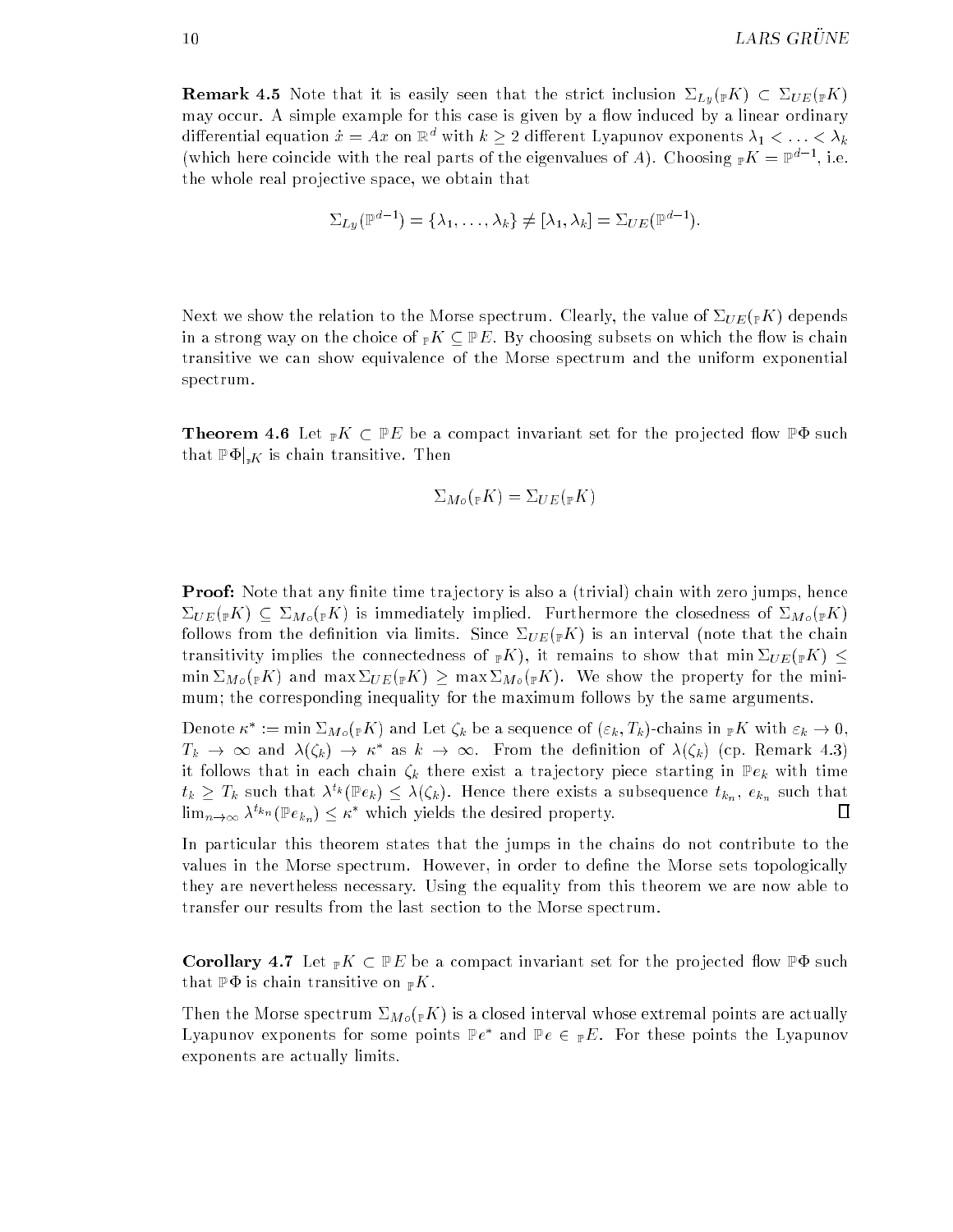**Remark 4.5** Note that it is easily seen that the strict inclusion $\Sigma_{Ly}({}_{\mathbb{P}}K) \subset \Sigma_{UE}({}_{\mathbb{P}}K)$ may occur. A simple example for this case is given by a flow induced by a linear ordinary differential equation $\dot{x} = Ax$ on $\mathbb{R}^d$ with $k \geq 2$ different Lyapunov exponents $\lambda_1 < \ldots < \lambda_k$ (which here coincide with the real parts of the eigenvalues of $A$). Choosing ${}_{\mathbb{P}}K = \mathbb{P}^{d-1}$, i.e. the whole real projective space, we obtain that

$$\Sigma_{Ly}(\mathbb{P}^{d-1}) = \{\lambda_1, \ldots, \lambda_k\} \neq [\lambda_1, \lambda_k] = \Sigma_{UE}(\mathbb{P}^{d-1}).$$

Next we show the relation to the Morse spectrum. Clearly, the value of $\Sigma_{UE}({}_{\mathbb{P}}K)$ depends in a strong way on the choice of ${}_{\mathbb{P}}K \subseteq \mathbb{P}E$. By choosing subsets on which the flow is chain transitive we can show equivalence of the Morse spectrum and the uniform exponential spectrum.

**Theorem 4.6** Let ${}_{\mathbb{P}}K \subset \mathbb{P}E$ be a compact invariant set for the projected flow $\mathbb{P}\Phi$ such that $\mathbb{P}\Phi|_{{}_{\mathbb{P}}K}$ is chain transitive. Then

$$\Sigma_{Mo}({}_{\mathbb{P}}K) = \Sigma_{UE}({}_{\mathbb{P}}K)$$

**Proof:** Note that any finite time trajectory is also a (trivial) chain with zero jumps, hence $\Sigma_{UE}({}_{\mathbb{P}}K) \subseteq \Sigma_{Mo}({}_{\mathbb{P}}K)$ is immediately implied. Furthermore the closedness of $\Sigma_{Mo}({}_{\mathbb{P}}K)$ follows from the definition via limits. Since $\Sigma_{UE}({}_{\mathbb{P}}K)$ is an interval (note that the chain transitivity implies the connectedness of ${}_{\mathbb{P}}K$), it remains to show that $\min \Sigma_{UE}({}_{\mathbb{P}}K) \leq \min \Sigma_{Mo}({}_{\mathbb{P}}K)$ and $\max \Sigma_{UE}({}_{\mathbb{P}}K) \geq \max \Sigma_{Mo}({}_{\mathbb{P}}K)$. We show the property for the minimum; the corresponding inequality for the maximum follows by the same arguments.

Denote $\kappa^* := \min \Sigma_{Mo}({}_{\mathbb{P}}K)$ and Let $\zeta_k$ be a sequence of $(\varepsilon_k, T_k)$-chains in ${}_{\mathbb{P}}K$ with $\varepsilon_k \to 0$, $T_k \to \infty$ and $\lambda(\zeta_k) \to \kappa^*$ as $k \to \infty$. From the definition of $\lambda(\zeta_k)$ (cp. Remark 4.3) it follows that in each chain $\zeta_k$ there exist a trajectory piece starting in $\mathbb{P}e_k$ with time $t_k \geq T_k$ such that $\lambda^{t_k}(\mathbb{P}e_k) \leq \lambda(\zeta_k)$. Hence there exists a subsequence $t_{k_n}$, $e_{k_n}$ such that $\lim_{n\to\infty} \lambda^{t_{k_n}}(\mathbb{P}e_{k_n}) \leq \kappa^*$ which yields the desired property. $\square$

In particular this theorem states that the jumps in the chains do not contribute to the values in the Morse spectrum. However, in order to define the Morse sets topologically they are nevertheless necessary. Using the equality from this theorem we are now able to transfer our results from the last section to the Morse spectrum.

**Corollary 4.7** Let ${}_{\mathbb{P}}K \subset \mathbb{P}E$ be a compact invariant set for the projected flow $\mathbb{P}\Phi$ such that $\mathbb{P}\Phi$ is chain transitive on ${}_{\mathbb{P}}K$.

Then the Morse spectrum $\Sigma_{Mo}({}_{\mathbb{P}}K)$ is a closed interval whose extremal points are actually Lyapunov exponents for some points $\mathbb{P}e^*$ and $\mathbb{P}e \in {}_{\mathbb{P}}E$. For these points the Lyapunov exponents are actually limits.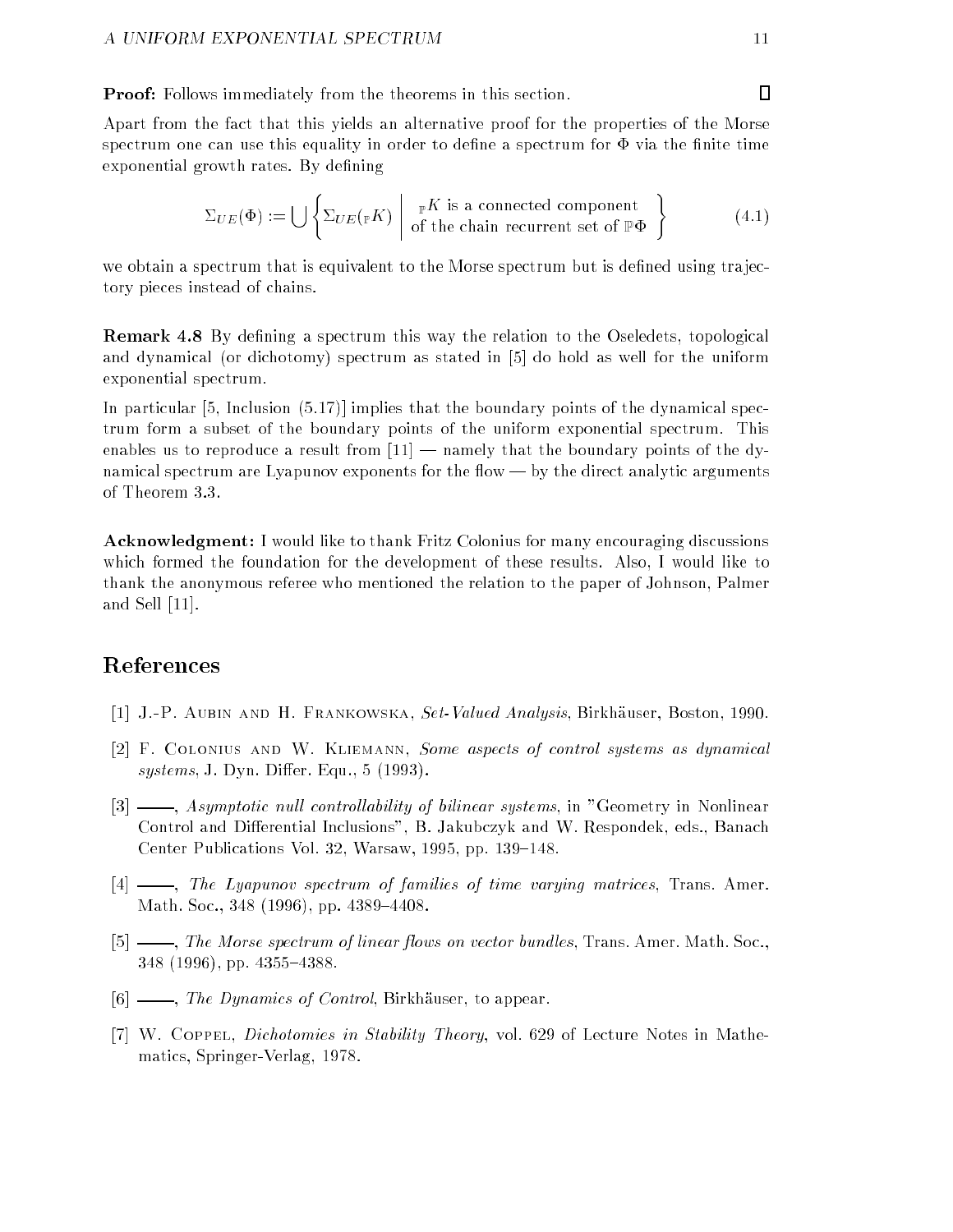**Proof:** Follows immediately from the theorems in this section. □

Apart from the fact that this yields an alternative proof for the properties of the Morse spectrum one can use this equality in order to define a spectrum for $\Phi$ via the finite time exponential growth rates. By defining

$$\Sigma_{UE}(\Phi) := \bigcup \left\{ \Sigma_{UE}({}_{\mathbb{P}}K) \;\middle|\; \begin{array}{c} {}_{\mathbb{P}}K \text{ is a connected component} \\ \text{of the chain recurrent set of } \mathbb{P}\Phi \end{array} \right\} \tag{4.1}$$

we obtain a spectrum that is equivalent to the Morse spectrum but is defined using trajectory pieces instead of chains.

**Remark 4.8** By defining a spectrum this way the relation to the Oseledets, topological and dynamical (or dichotomy) spectrum as stated in [5] do hold as well for the uniform exponential spectrum.

In particular [5, Inclusion (5.17)] implies that the boundary points of the dynamical spectrum form a subset of the boundary points of the uniform exponential spectrum. This enables us to reproduce a result from [11] — namely that the boundary points of the dynamical spectrum are Lyapunov exponents for the flow — by the direct analytic arguments of Theorem 3.3.

**Acknowledgment:** I would like to thank Fritz Colonius for many encouraging discussions which formed the foundation for the development of these results. Also, I would like to thank the anonymous referee who mentioned the relation to the paper of Johnson, Palmer and Sell [11].

## References

[1] J.-P. Aubin and H. Frankowska, *Set-Valued Analysis*, Birkhäuser, Boston, 1990.

[2] F. Colonius and W. Kliemann, *Some aspects of control systems as dynamical systems*, J. Dyn. Differ. Equ., 5 (1993).

[3] ——, *Asymptotic null controllability of bilinear systems*, in "Geometry in Nonlinear Control and Differential Inclusions", B. Jakubczyk and W. Respondek, eds., Banach Center Publications Vol. 32, Warsaw, 1995, pp. 139–148.

[4] ——, *The Lyapunov spectrum of families of time varying matrices*, Trans. Amer. Math. Soc., 348 (1996), pp. 4389–4408.

[5] ——, *The Morse spectrum of linear flows on vector bundles*, Trans. Amer. Math. Soc., 348 (1996), pp. 4355–4388.

[6] ——, *The Dynamics of Control*, Birkhäuser, to appear.

[7] W. Coppel, *Dichotomies in Stability Theory*, vol. 629 of Lecture Notes in Mathematics, Springer-Verlag, 1978.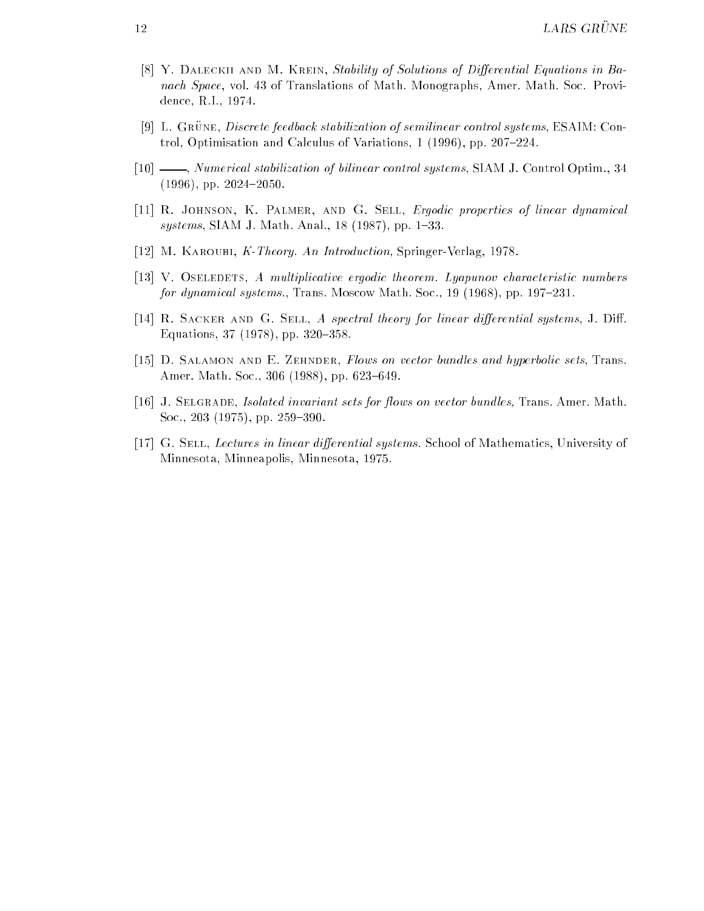[8] Y. Daleckii and M. Krein, *Stability of Solutions of Differential Equations in Banach Space*, vol. 43 of Translations of Math. Monographs, Amer. Math. Soc. Providence, R.I., 1974.

[9] L. Grüne, *Discrete feedback stabilization of semilinear control systems*, ESAIM: Control, Optimisation and Calculus of Variations, 1 (1996), pp. 207–224.

[10] ——, *Numerical stabilization of bilinear control systems*, SIAM J. Control Optim., 34 (1996), pp. 2024–2050.

[11] R. Johnson, K. Palmer, and G. Sell, *Ergodic properties of linear dynamical systems*, SIAM J. Math. Anal., 18 (1987), pp. 1–33.

[12] M. Karoubi, *K-Theory. An Introduction*, Springer-Verlag, 1978.

[13] V. Oseledets, *A multiplicative ergodic theorem. Lyapunov characteristic numbers for dynamical systems.*, Trans. Moscow Math. Soc., 19 (1968), pp. 197–231.

[14] R. Sacker and G. Sell, *A spectral theory for linear differential systems*, J. Diff. Equations, 37 (1978), pp. 320–358.

[15] D. Salamon and E. Zehnder, *Flows on vector bundles and hyperbolic sets*, Trans. Amer. Math. Soc., 306 (1988), pp. 623–649.

[16] J. Selgrade, *Isolated invariant sets for flows on vector bundles*, Trans. Amer. Math. Soc., 203 (1975), pp. 259–390.

[17] G. Sell, *Lectures in linear differential systems*. School of Mathematics, University of Minnesota, Minneapolis, Minnesota, 1975.